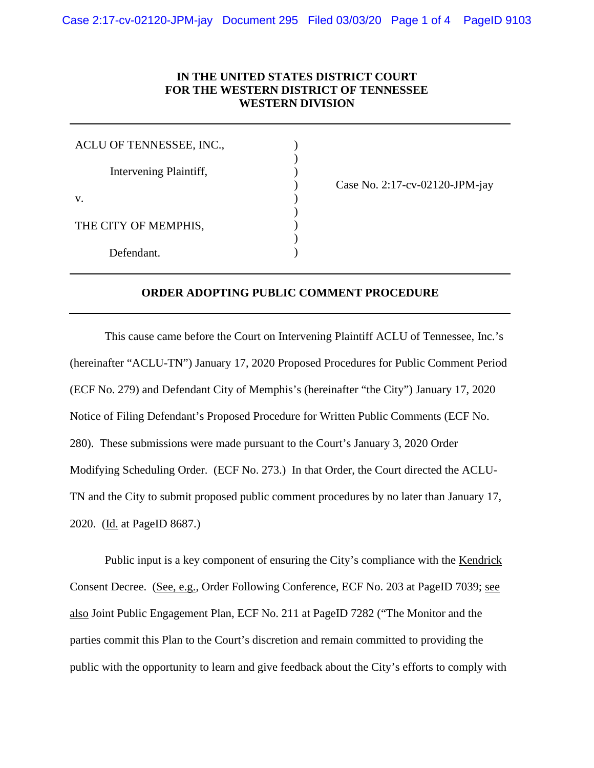**IN THE UNITED STATES DISTRICT COURT**
**FOR THE WESTERN DISTRICT OF TENNESSEE**
**WESTERN DIVISION**

---

ACLU OF TENNESSEE, INC.,

Intervening Plaintiff,

v.

THE CITY OF MEMPHIS,

Defendant.

Case No. 2:17-cv-02120-JPM-jay

---

**ORDER ADOPTING PUBLIC COMMENT PROCEDURE**

---

This cause came before the Court on Intervening Plaintiff ACLU of Tennessee, Inc.'s (hereinafter "ACLU-TN") January 17, 2020 Proposed Procedures for Public Comment Period (ECF No. 279) and Defendant City of Memphis's (hereinafter "the City") January 17, 2020 Notice of Filing Defendant's Proposed Procedure for Written Public Comments (ECF No. 280). These submissions were made pursuant to the Court's January 3, 2020 Order Modifying Scheduling Order. (ECF No. 273.) In that Order, the Court directed the ACLU-TN and the City to submit proposed public comment procedures by no later than January 17, 2020. (Id. at PageID 8687.)

Public input is a key component of ensuring the City's compliance with the Kendrick Consent Decree. (See, e.g., Order Following Conference, ECF No. 203 at PageID 7039; see also Joint Public Engagement Plan, ECF No. 211 at PageID 7282 ("The Monitor and the parties commit this Plan to the Court's discretion and remain committed to providing the public with the opportunity to learn and give feedback about the City's efforts to comply with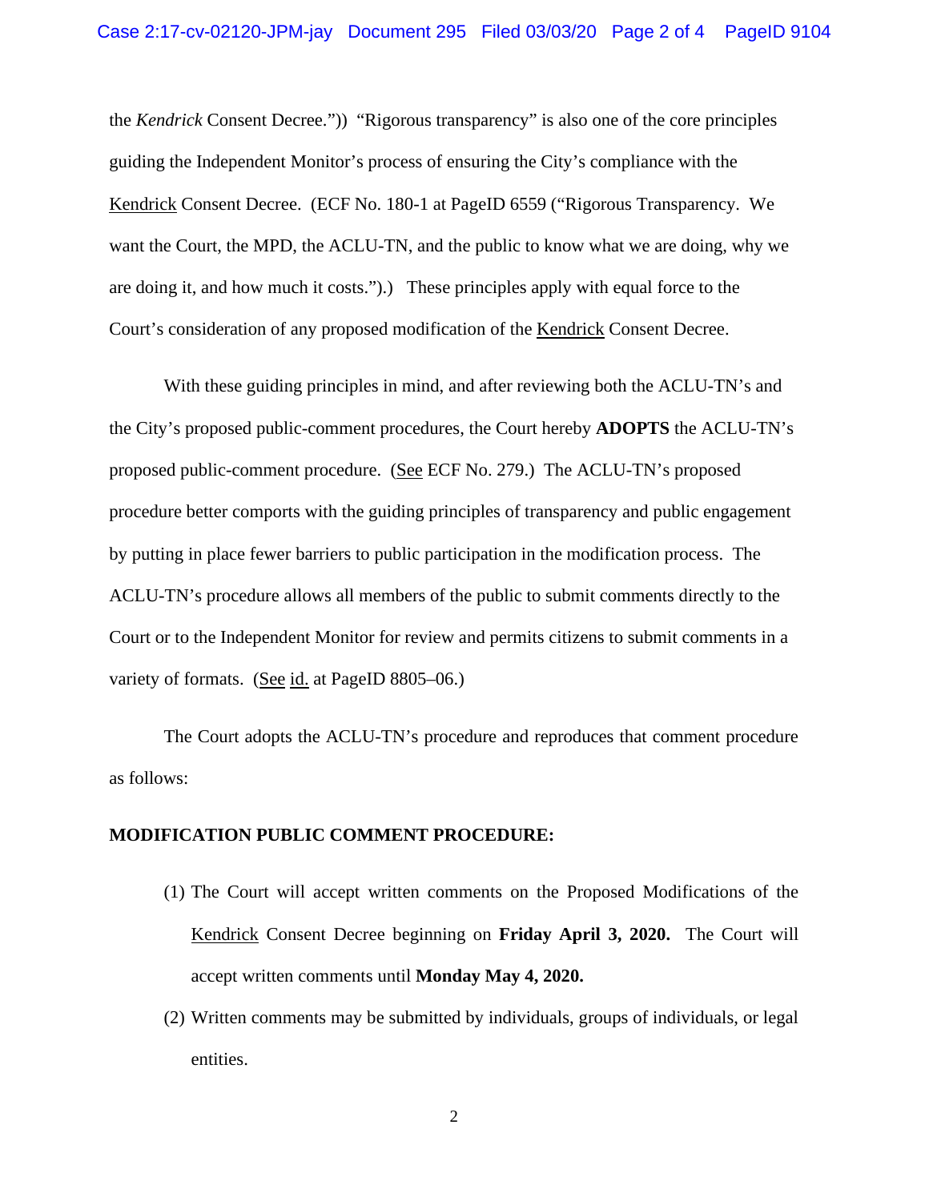the *Kendrick* Consent Decree.")) "Rigorous transparency" is also one of the core principles guiding the Independent Monitor's process of ensuring the City's compliance with the Kendrick Consent Decree. (ECF No. 180-1 at PageID 6559 ("Rigorous Transparency. We want the Court, the MPD, the ACLU-TN, and the public to know what we are doing, why we are doing it, and how much it costs.").) These principles apply with equal force to the Court's consideration of any proposed modification of the Kendrick Consent Decree.

With these guiding principles in mind, and after reviewing both the ACLU-TN's and the City's proposed public-comment procedures, the Court hereby **ADOPTS** the ACLU-TN's proposed public-comment procedure. (See ECF No. 279.) The ACLU-TN's proposed procedure better comports with the guiding principles of transparency and public engagement by putting in place fewer barriers to public participation in the modification process. The ACLU-TN's procedure allows all members of the public to submit comments directly to the Court or to the Independent Monitor for review and permits citizens to submit comments in a variety of formats. (See id. at PageID 8805–06.)

The Court adopts the ACLU-TN's procedure and reproduces that comment procedure as follows:

**MODIFICATION PUBLIC COMMENT PROCEDURE:**

(1) The Court will accept written comments on the Proposed Modifications of the Kendrick Consent Decree beginning on **Friday April 3, 2020.** The Court will accept written comments until **Monday May 4, 2020.**

(2) Written comments may be submitted by individuals, groups of individuals, or legal entities.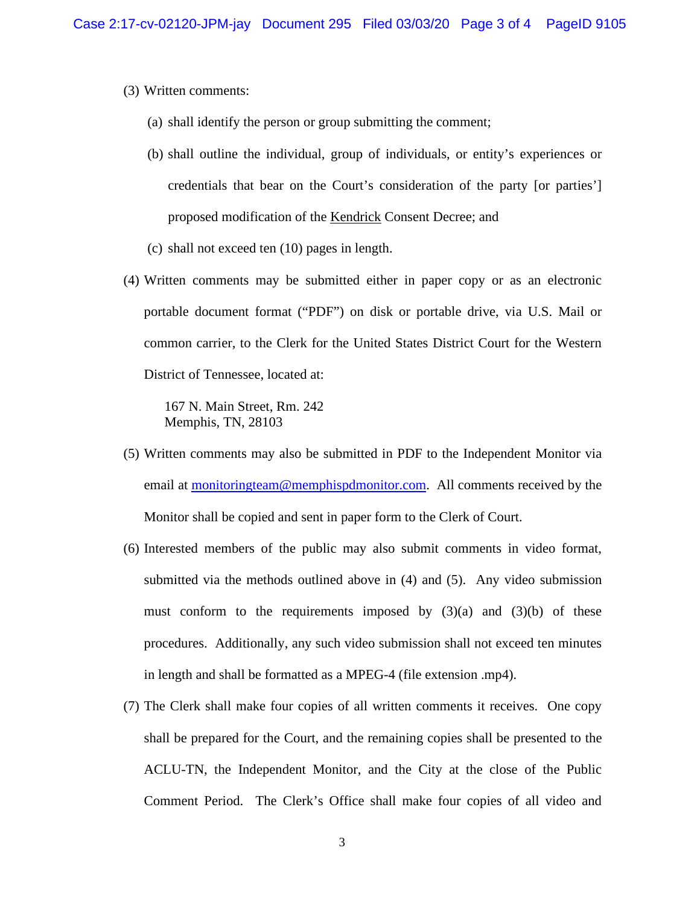(3) Written comments:

  (a) shall identify the person or group submitting the comment;

  (b) shall outline the individual, group of individuals, or entity's experiences or credentials that bear on the Court's consideration of the party [or parties'] proposed modification of the Kendrick Consent Decree; and

  (c) shall not exceed ten (10) pages in length.

(4) Written comments may be submitted either in paper copy or as an electronic portable document format ("PDF") on disk or portable drive, via U.S. Mail or common carrier, to the Clerk for the United States District Court for the Western District of Tennessee, located at:

> 167 N. Main Street, Rm. 242
> Memphis, TN, 28103

(5) Written comments may also be submitted in PDF to the Independent Monitor via email at monitoringteam@memphispdmonitor.com. All comments received by the Monitor shall be copied and sent in paper form to the Clerk of Court.

(6) Interested members of the public may also submit comments in video format, submitted via the methods outlined above in (4) and (5). Any video submission must conform to the requirements imposed by (3)(a) and (3)(b) of these procedures. Additionally, any such video submission shall not exceed ten minutes in length and shall be formatted as a MPEG-4 (file extension .mp4).

(7) The Clerk shall make four copies of all written comments it receives. One copy shall be prepared for the Court, and the remaining copies shall be presented to the ACLU-TN, the Independent Monitor, and the City at the close of the Public Comment Period. The Clerk's Office shall make four copies of all video and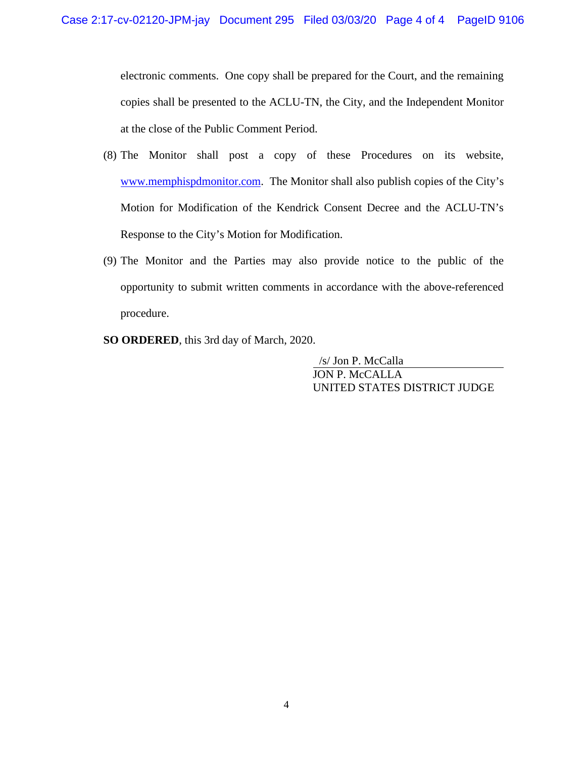electronic comments. One copy shall be prepared for the Court, and the remaining copies shall be presented to the ACLU-TN, the City, and the Independent Monitor at the close of the Public Comment Period.

(8) The Monitor shall post a copy of these Procedures on its website, www.memphispdmonitor.com. The Monitor shall also publish copies of the City's Motion for Modification of the Kendrick Consent Decree and the ACLU-TN's Response to the City's Motion for Modification.

(9) The Monitor and the Parties may also provide notice to the public of the opportunity to submit written comments in accordance with the above-referenced procedure.

**SO ORDERED**, this 3rd day of March, 2020.

/s/ Jon P. McCalla
JON P. McCALLA
UNITED STATES DISTRICT JUDGE